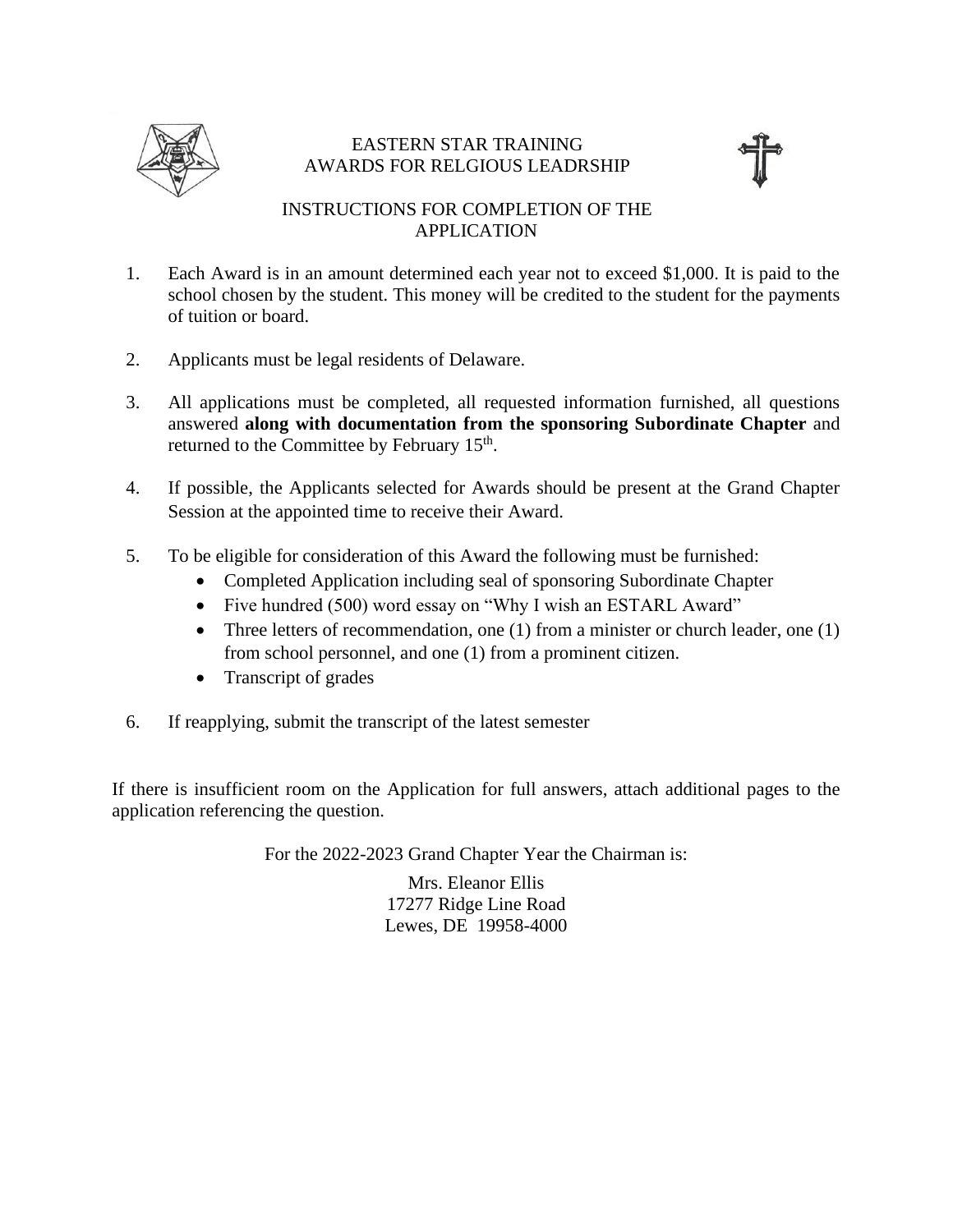# EASTERN STAR TRAINING AWARDS FOR RELGIOUS LEADRSHIP

## INSTRUCTIONS FOR COMPLETION OF THE APPLICATION

1. Each Award is in an amount determined each year not to exceed $1,000. It is paid to the school chosen by the student. This money will be credited to the student for the payments of tuition or board.

2. Applicants must be legal residents of Delaware.

3. All applications must be completed, all requested information furnished, all questions answered **along with documentation from the sponsoring Subordinate Chapter** and returned to the Committee by February 15th.

4. If possible, the Applicants selected for Awards should be present at the Grand Chapter Session at the appointed time to receive their Award.

5. To be eligible for consideration of this Award the following must be furnished:
   - Completed Application including seal of sponsoring Subordinate Chapter
   - Five hundred (500) word essay on "Why I wish an ESTARL Award"
   - Three letters of recommendation, one (1) from a minister or church leader, one (1) from school personnel, and one (1) from a prominent citizen.
   - Transcript of grades

6. If reapplying, submit the transcript of the latest semester

If there is insufficient room on the Application for full answers, attach additional pages to the application referencing the question.

For the 2022-2023 Grand Chapter Year the Chairman is:

Mrs. Eleanor Ellis
17277 Ridge Line Road
Lewes, DE 19958-4000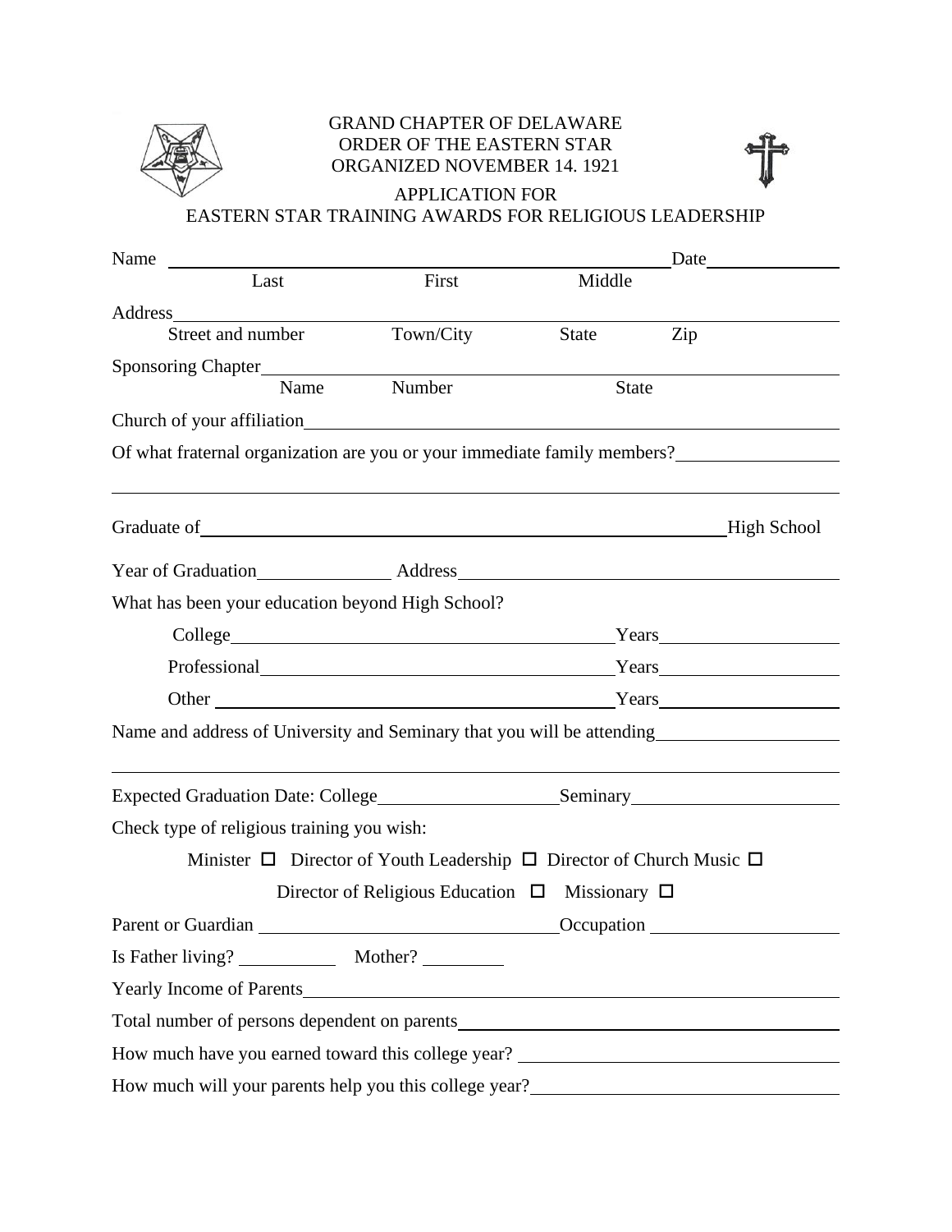GRAND CHAPTER OF DELAWARE
ORDER OF THE EASTERN STAR
ORGANIZED NOVEMBER 14. 1921

APPLICATION FOR
EASTERN STAR TRAINING AWARDS FOR RELIGIOUS LEADERSHIP

Name \_\_\_\_\_\_\_\_\_\_\_\_\_\_\_\_\_\_\_\_\_\_\_\_\_\_\_\_\_\_\_\_\_\_\_\_\_\_\_\_\_\_\_\_ Date \_\_\_\_\_\_\_\_\_\_\_\_
Last First Middle

Address \_\_\_\_\_\_\_\_\_\_\_\_\_\_\_\_\_\_\_\_\_\_\_\_\_\_\_\_\_\_\_\_\_\_\_\_\_\_\_\_\_\_\_\_\_\_\_\_\_\_\_\_\_\_
Street and number Town/City State Zip

Sponsoring Chapter \_\_\_\_\_\_\_\_\_\_\_\_\_\_\_\_\_\_\_\_\_\_\_\_\_\_\_\_\_\_\_\_\_\_\_\_\_\_\_\_\_\_\_\_\_\_\_\_
Name Number State

Church of your affiliation \_\_\_\_\_\_\_\_\_\_\_\_\_\_\_\_\_\_\_\_\_\_\_\_\_\_\_\_\_\_\_\_\_\_\_\_\_\_\_\_\_\_\_\_

Of what fraternal organization are you or your immediate family members? \_\_\_\_\_\_\_\_\_\_\_\_\_\_\_\_

\_\_\_\_\_\_\_\_\_\_\_\_\_\_\_\_\_\_\_\_\_\_\_\_\_\_\_\_\_\_\_\_\_\_\_\_\_\_\_\_\_\_\_\_\_\_\_\_\_\_\_\_\_\_\_\_\_\_\_\_\_\_\_\_

Graduate of \_\_\_\_\_\_\_\_\_\_\_\_\_\_\_\_\_\_\_\_\_\_\_\_\_\_\_\_\_\_\_\_\_\_\_\_\_\_\_\_\_\_\_\_ High School

Year of Graduation \_\_\_\_\_\_\_\_\_\_\_\_ Address \_\_\_\_\_\_\_\_\_\_\_\_\_\_\_\_\_\_\_\_\_\_\_\_\_\_\_\_\_\_\_\_\_\_

What has been your education beyond High School?

College \_\_\_\_\_\_\_\_\_\_\_\_\_\_\_\_\_\_\_\_\_\_\_\_\_\_\_\_\_\_\_\_ Years \_\_\_\_\_\_\_\_\_\_\_\_\_\_\_\_

Professional \_\_\_\_\_\_\_\_\_\_\_\_\_\_\_\_\_\_\_\_\_\_\_\_\_\_\_\_\_ Years \_\_\_\_\_\_\_\_\_\_\_\_\_\_\_\_

Other \_\_\_\_\_\_\_\_\_\_\_\_\_\_\_\_\_\_\_\_\_\_\_\_\_\_\_\_\_\_\_\_\_\_ Years \_\_\_\_\_\_\_\_\_\_\_\_\_\_\_\_

Name and address of University and Seminary that you will be attending \_\_\_\_\_\_\_\_\_\_\_\_\_\_\_\_

\_\_\_\_\_\_\_\_\_\_\_\_\_\_\_\_\_\_\_\_\_\_\_\_\_\_\_\_\_\_\_\_\_\_\_\_\_\_\_\_\_\_\_\_\_\_\_\_\_\_\_\_\_\_\_\_\_\_\_\_\_\_\_\_

Expected Graduation Date: College \_\_\_\_\_\_\_\_\_\_\_\_\_\_\_\_ Seminary \_\_\_\_\_\_\_\_\_\_\_\_\_\_\_\_\_\_

Check type of religious training you wish:

Minister ☐ Director of Youth Leadership ☐ Director of Church Music ☐

Director of Religious Education ☐ Missionary ☐

Parent or Guardian \_\_\_\_\_\_\_\_\_\_\_\_\_\_\_\_\_\_\_\_\_\_\_\_\_\_ Occupation \_\_\_\_\_\_\_\_\_\_\_\_\_\_\_\_\_

Is Father living? \_\_\_\_\_\_\_\_\_ Mother? \_\_\_\_\_\_\_\_

Yearly Income of Parents \_\_\_\_\_\_\_\_\_\_\_\_\_\_\_\_\_\_\_\_\_\_\_\_\_\_\_\_\_\_\_\_\_\_\_\_\_\_\_\_\_\_\_\_\_\_

Total number of persons dependent on parents \_\_\_\_\_\_\_\_\_\_\_\_\_\_\_\_\_\_\_\_\_\_\_\_\_\_\_\_\_\_\_\_\_\_

How much have you earned toward this college year? \_\_\_\_\_\_\_\_\_\_\_\_\_\_\_\_\_\_\_\_\_\_\_\_\_\_\_\_

How much will your parents help you this college year? \_\_\_\_\_\_\_\_\_\_\_\_\_\_\_\_\_\_\_\_\_\_\_\_\_\_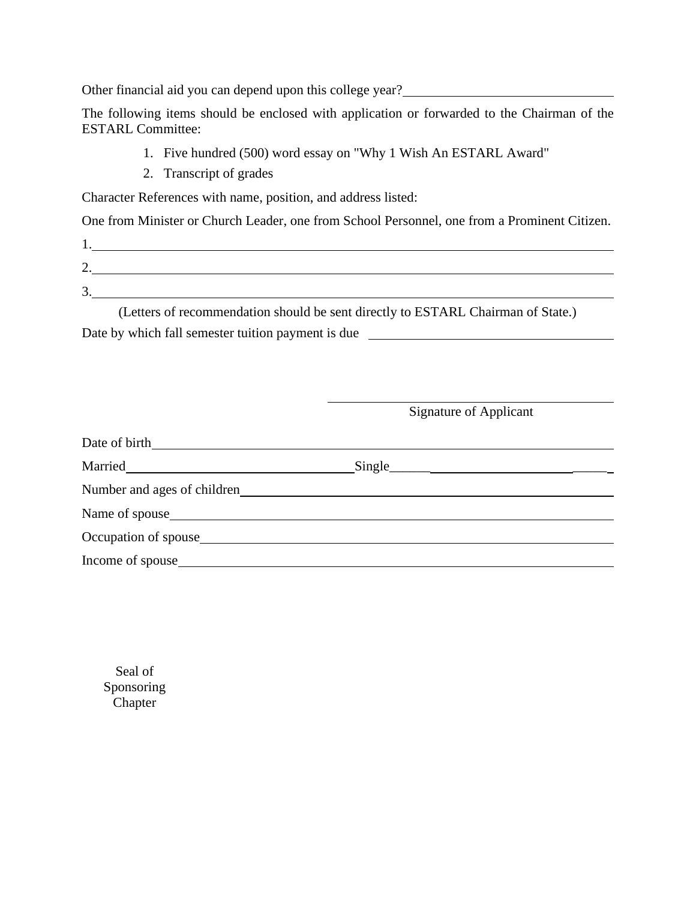Other financial aid you can depend upon this college year?\_\_\_\_\_\_\_\_\_\_\_\_\_\_\_\_\_\_\_\_\_\_\_\_\_\_\_\_\_\_

The following items should be enclosed with application or forwarded to the Chairman of the ESTARL Committee:

1. Five hundred (500) word essay on "Why 1 Wish An ESTARL Award"
2. Transcript of grades

Character References with name, position, and address listed:

One from Minister or Church Leader, one from School Personnel, one from a Prominent Citizen.

1.\_\_\_\_\_\_\_\_\_\_\_\_\_\_\_\_\_\_\_\_\_\_\_\_\_\_\_\_\_\_\_\_\_\_\_\_\_\_\_\_\_\_\_\_\_\_\_\_\_\_\_\_\_\_\_\_\_\_\_\_\_\_\_\_\_\_\_\_\_\_\_\_\_\_\_\_

2.\_\_\_\_\_\_\_\_\_\_\_\_\_\_\_\_\_\_\_\_\_\_\_\_\_\_\_\_\_\_\_\_\_\_\_\_\_\_\_\_\_\_\_\_\_\_\_\_\_\_\_\_\_\_\_\_\_\_\_\_\_\_\_\_\_\_\_\_\_\_\_\_\_\_\_\_

3.\_\_\_\_\_\_\_\_\_\_\_\_\_\_\_\_\_\_\_\_\_\_\_\_\_\_\_\_\_\_\_\_\_\_\_\_\_\_\_\_\_\_\_\_\_\_\_\_\_\_\_\_\_\_\_\_\_\_\_\_\_\_\_\_\_\_\_\_\_\_\_\_\_\_\_\_

(Letters of recommendation should be sent directly to ESTARL Chairman of State.)

Date by which fall semester tuition payment is due \_\_\_\_\_\_\_\_\_\_\_\_\_\_\_\_\_\_\_\_\_\_\_\_\_\_\_\_\_\_\_\_\_\_\_\_

\_\_\_\_\_\_\_\_\_\_\_\_\_\_\_\_\_\_\_\_\_\_\_\_\_\_\_\_\_\_\_\_\_\_\_\_\_\_\_\_\_\_\_\_

Signature of Applicant

Date of birth\_\_\_\_\_\_\_\_\_\_\_\_\_\_\_\_\_\_\_\_\_\_\_\_\_\_\_\_\_\_\_\_\_\_\_\_\_\_\_\_\_\_\_\_\_\_\_\_\_\_\_\_\_\_\_\_\_\_\_\_\_\_\_\_\_\_\_\_

Married\_\_\_\_\_\_\_\_\_\_\_\_\_\_\_\_\_\_\_\_\_\_\_\_\_\_\_\_\_\_\_\_\_\_\_\_Single\_\_\_\_\_\_\_\_\_\_\_\_\_\_\_\_\_\_\_\_\_\_\_\_\_\_\_\_\_\_\_\_\_\_\_\_

Number and ages of children\_\_\_\_\_\_\_\_\_\_\_\_\_\_\_\_\_\_\_\_\_\_\_\_\_\_\_\_\_\_\_\_\_\_\_\_\_\_\_\_\_\_\_\_\_\_\_\_\_\_\_\_\_\_\_\_

Name of spouse\_\_\_\_\_\_\_\_\_\_\_\_\_\_\_\_\_\_\_\_\_\_\_\_\_\_\_\_\_\_\_\_\_\_\_\_\_\_\_\_\_\_\_\_\_\_\_\_\_\_\_\_\_\_\_\_\_\_\_\_\_\_\_\_\_\_

Occupation of spouse\_\_\_\_\_\_\_\_\_\_\_\_\_\_\_\_\_\_\_\_\_\_\_\_\_\_\_\_\_\_\_\_\_\_\_\_\_\_\_\_\_\_\_\_\_\_\_\_\_\_\_\_\_\_\_\_\_\_\_\_\_

Income of spouse\_\_\_\_\_\_\_\_\_\_\_\_\_\_\_\_\_\_\_\_\_\_\_\_\_\_\_\_\_\_\_\_\_\_\_\_\_\_\_\_\_\_\_\_\_\_\_\_\_\_\_\_\_\_\_\_\_\_\_\_\_\_\_\_

Seal of
Sponsoring
Chapter